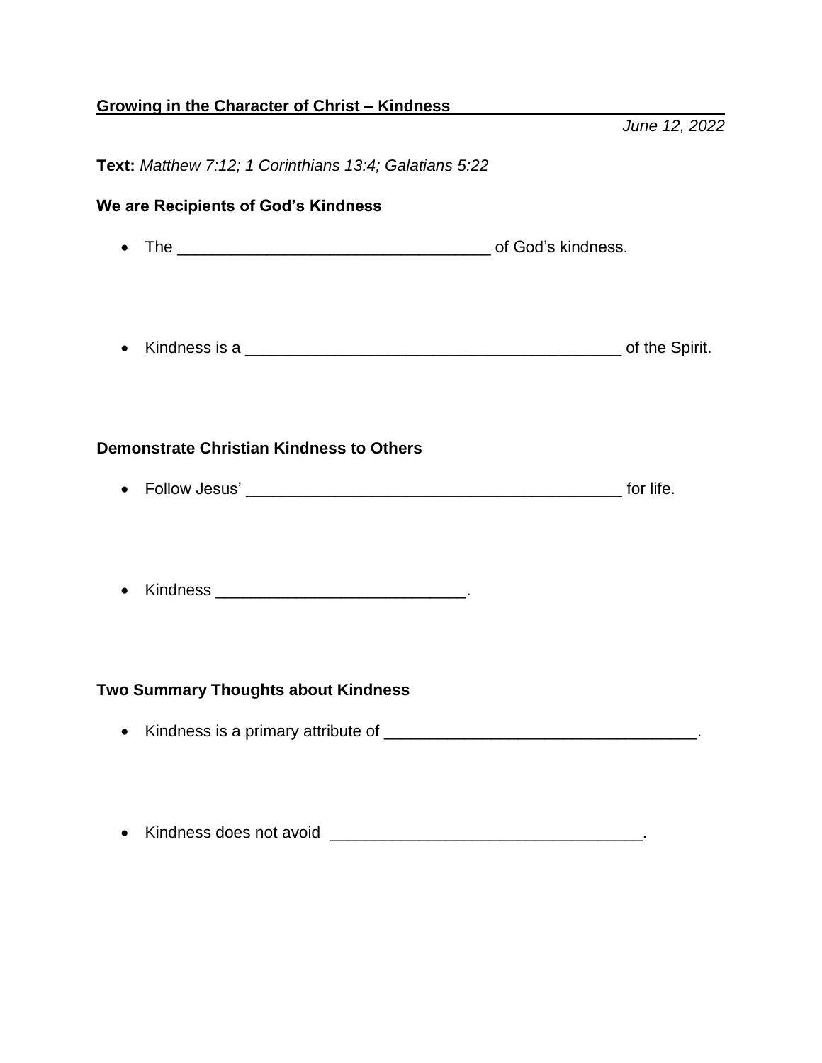## Growing in the Character of Christ – Kindness

*June 12, 2022*

**Text:** *Matthew 7:12; 1 Corinthians 13:4; Galatians 5:22*

### We are Recipients of God's Kindness

- The ___________________________________ of God's kindness.

- Kindness is a __________________________________________ of the Spirit.

### Demonstrate Christian Kindness to Others

- Follow Jesus' __________________________________________ for life.

- Kindness ____________________________.

### Two Summary Thoughts about Kindness

- Kindness is a primary attribute of ___________________________________.

- Kindness does not avoid ___________________________________.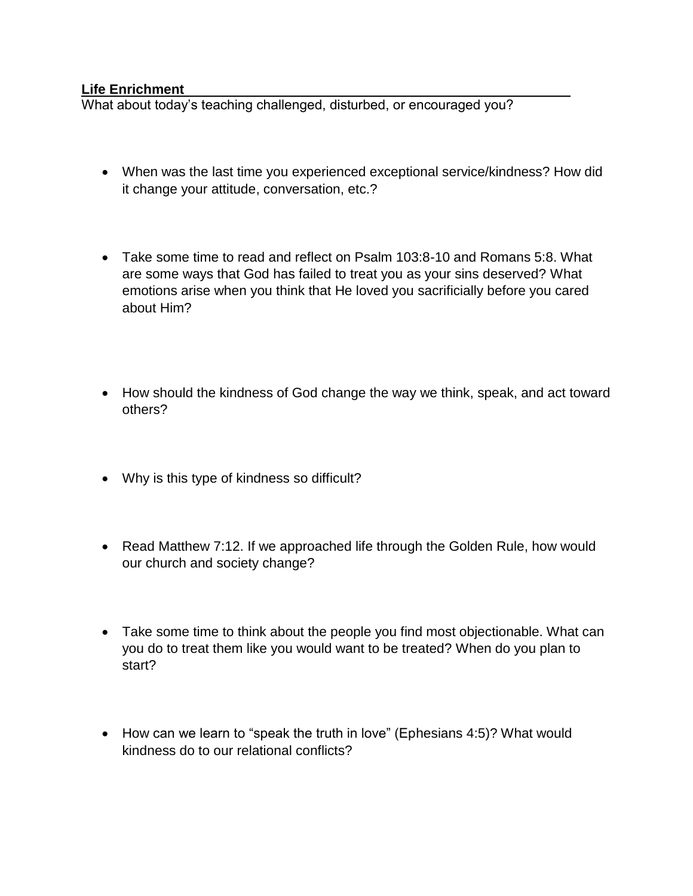**Life Enrichment**

What about today's teaching challenged, disturbed, or encouraged you?

- When was the last time you experienced exceptional service/kindness? How did it change your attitude, conversation, etc.?
- Take some time to read and reflect on Psalm 103:8-10 and Romans 5:8. What are some ways that God has failed to treat you as your sins deserved? What emotions arise when you think that He loved you sacrificially before you cared about Him?
- How should the kindness of God change the way we think, speak, and act toward others?
- Why is this type of kindness so difficult?
- Read Matthew 7:12. If we approached life through the Golden Rule, how would our church and society change?
- Take some time to think about the people you find most objectionable. What can you do to treat them like you would want to be treated? When do you plan to start?
- How can we learn to "speak the truth in love" (Ephesians 4:5)? What would kindness do to our relational conflicts?